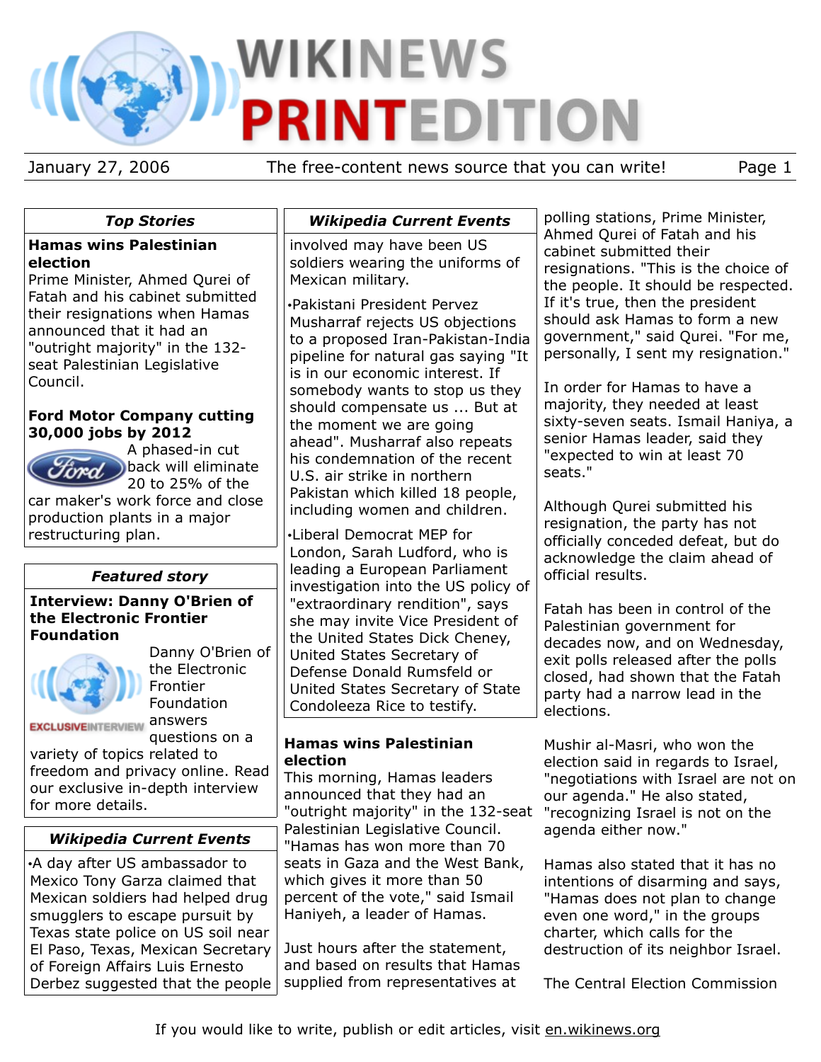# WIKINEWS PRINTEDITION

January 27, 2006 — The free-content news source that you can write!

## Top Stories

**Hamas wins Palestinian election**
Prime Minister, Ahmed Qurei of Fatah and his cabinet submitted their resignations when Hamas announced that it had an "outright majority" in the 132-seat Palestinian Legislative Council.

**Ford Motor Company cutting 30,000 jobs by 2012**
A phased-in cut back will eliminate 20 to 25% of the car maker's work force and close production plants in a major restructuring plan.

## Featured story

**Interview: Danny O'Brien of the Electronic Frontier Foundation**

EXCLUSIVEINTERVIEW

Danny O'Brien of the Electronic Frontier Foundation answers questions on a variety of topics related to freedom and privacy online. Read our exclusive in-depth interview for more details.

## Wikipedia Current Events

- A day after US ambassador to Mexico Tony Garza claimed that Mexican soldiers had helped drug smugglers to escape pursuit by Texas state police on US soil near El Paso, Texas, Mexican Secretary of Foreign Affairs Luis Ernesto Derbez suggested that the people involved may have been US soldiers wearing the uniforms of Mexican military.
- Pakistani President Pervez Musharraf rejects US objections to a proposed Iran-Pakistan-India pipeline for natural gas saying "It is in our economic interest. If somebody wants to stop us they should compensate us ... But at the moment we are going ahead". Musharraf also repeats his condemnation of the recent U.S. air strike in northern Pakistan which killed 18 people, including women and children.
- Liberal Democrat MEP for London, Sarah Ludford, who is leading a European Parliament investigation into the US policy of "extraordinary rendition", says she may invite Vice President of the United States Dick Cheney, United States Secretary of Defense Donald Rumsfeld or United States Secretary of State Condoleeza Rice to testify.

## Hamas wins Palestinian election

This morning, Hamas leaders announced that they had an "outright majority" in the 132-seat Palestinian Legislative Council. "Hamas has won more than 70 seats in Gaza and the West Bank, which gives it more than 50 percent of the vote," said Ismail Haniyeh, a leader of Hamas.

Just hours after the statement, and based on results that Hamas supplied from representatives at polling stations, Prime Minister, Ahmed Qurei of Fatah and his cabinet submitted their resignations. "This is the choice of the people. It should be respected. If it's true, then the president should ask Hamas to form a new government," said Qurei. "For me, personally, I sent my resignation."

In order for Hamas to have a majority, they needed at least sixty-seven seats. Ismail Haniya, a senior Hamas leader, said they "expected to win at least 70 seats."

Although Qurei submitted his resignation, the party has not officially conceded defeat, but do acknowledge the claim ahead of official results.

Fatah has been in control of the Palestinian government for decades now, and on Wednesday, exit polls released after the polls closed, had shown that the Fatah party had a narrow lead in the elections.

Mushir al-Masri, who won the election said in regards to Israel, "negotiations with Israel are not on our agenda." He also stated, "recognizing Israel is not on the agenda either now."

Hamas also stated that it has no intentions of disarming and says, "Hamas does not plan to change even one word," in the groups charter, which calls for the destruction of its neighbor Israel.

The Central Election Commission

If you would like to write, publish or edit articles, visit en.wikinews.org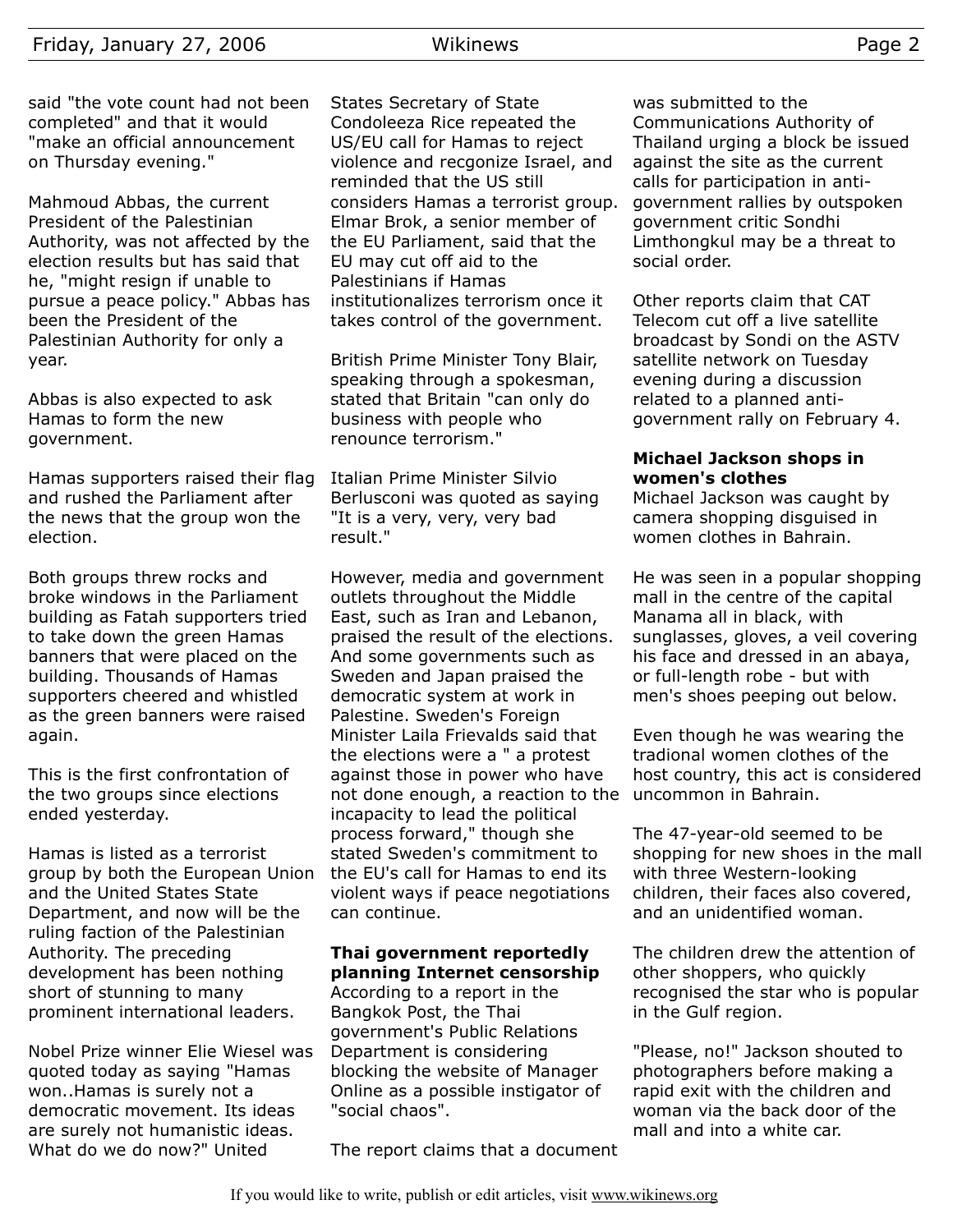said "the vote count had not been completed" and that it would "make an official announcement on Thursday evening."

Mahmoud Abbas, the current President of the Palestinian Authority, was not affected by the election results but has said that he, "might resign if unable to pursue a peace policy." Abbas has been the President of the Palestinian Authority for only a year.

Abbas is also expected to ask Hamas to form the new government.

Hamas supporters raised their flag and rushed the Parliament after the news that the group won the election.

Both groups threw rocks and broke windows in the Parliament building as Fatah supporters tried to take down the green Hamas banners that were placed on the building. Thousands of Hamas supporters cheered and whistled as the green banners were raised again.

This is the first confrontation of the two groups since elections ended yesterday.

Hamas is listed as a terrorist group by both the European Union and the United States State Department, and now will be the ruling faction of the Palestinian Authority. The preceding development has been nothing short of stunning to many prominent international leaders.

Nobel Prize winner Elie Wiesel was quoted today as saying "Hamas won..Hamas is surely not a democratic movement. Its ideas are surely not humanistic ideas. What do we do now?" United States Secretary of State Condoleeza Rice repeated the US/EU call for Hamas to reject violence and recgonize Israel, and reminded that the US still considers Hamas a terrorist group. Elmar Brok, a senior member of the EU Parliament, said that the EU may cut off aid to the Palestinians if Hamas institutionalizes terrorism once it takes control of the government.

British Prime Minister Tony Blair, speaking through a spokesman, stated that Britain "can only do business with people who renounce terrorism."

Italian Prime Minister Silvio Berlusconi was quoted as saying "It is a very, very, very bad result."

However, media and government outlets throughout the Middle East, such as Iran and Lebanon, praised the result of the elections. And some governments such as Sweden and Japan praised the democratic system at work in Palestine. Sweden's Foreign Minister Laila Frievalds said that the elections were a " a protest against those in power who have not done enough, a reaction to the incapacity to lead the political process forward," though she stated Sweden's commitment to the EU's call for Hamas to end its violent ways if peace negotiations can continue.

**Thai government reportedly planning Internet censorship**

According to a report in the Bangkok Post, the Thai government's Public Relations Department is considering blocking the website of Manager Online as a possible instigator of "social chaos".

The report claims that a document was submitted to the Communications Authority of Thailand urging a block be issued against the site as the current calls for participation in anti-government rallies by outspoken government critic Sondhi Limthongkul may be a threat to social order.

Other reports claim that CAT Telecom cut off a live satellite broadcast by Sondi on the ASTV satellite network on Tuesday evening during a discussion related to a planned anti-government rally on February 4.

**Michael Jackson shops in women's clothes**

Michael Jackson was caught by camera shopping disguised in women clothes in Bahrain.

He was seen in a popular shopping mall in the centre of the capital Manama all in black, with sunglasses, gloves, a veil covering his face and dressed in an abaya, or full-length robe - but with men's shoes peeping out below.

Even though he was wearing the tradional women clothes of the host country, this act is considered uncommon in Bahrain.

The 47-year-old seemed to be shopping for new shoes in the mall with three Western-looking children, their faces also covered, and an unidentified woman.

The children drew the attention of other shoppers, who quickly recognised the star who is popular in the Gulf region.

"Please, no!" Jackson shouted to photographers before making a rapid exit with the children and woman via the back door of the mall and into a white car.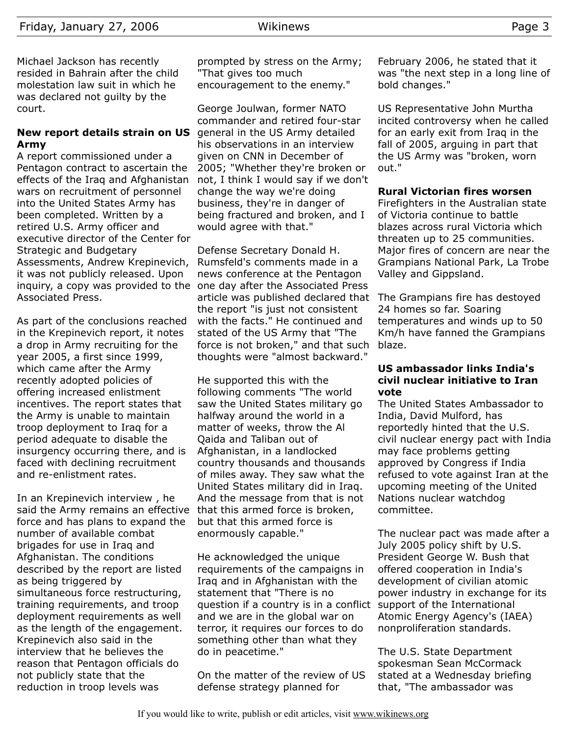Michael Jackson has recently resided in Bahrain after the child molestation law suit in which he was declared not guilty by the court.

### New report details strain on US Army

A report commissioned under a Pentagon contract to ascertain the effects of the Iraq and Afghanistan wars on recruitment of personnel into the United States Army has been completed. Written by a retired U.S. Army officer and executive director of the Center for Strategic and Budgetary Assessments, Andrew Krepinevich, it was not publicly released. Upon inquiry, a copy was provided to the Associated Press.

As part of the conclusions reached in the Krepinevich report, it notes a drop in Army recruiting for the year 2005, a first since 1999, which came after the Army recently adopted policies of offering increased enlistment incentives. The report states that the Army is unable to maintain troop deployment to Iraq for a period adequate to disable the insurgency occurring there, and is faced with declining recruitment and re-enlistment rates.

In an Krepinevich interview , he said the Army remains an effective force and has plans to expand the number of available combat brigades for use in Iraq and Afghanistan. The conditions described by the report are listed as being triggered by simultaneous force restructuring, training requirements, and troop deployment requirements as well as the length of the engagement. Krepinevich also said in the interview that he believes the reason that Pentagon officials do not publicly state that the reduction in troop levels was prompted by stress on the Army; "That gives too much encouragement to the enemy."

George Joulwan, former NATO commander and retired four-star general in the US Army detailed his observations in an interview given on CNN in December of 2005; "Whether they're broken or not, I think I would say if we don't change the way we're doing business, they're in danger of being fractured and broken, and I would agree with that."

Defense Secretary Donald H. Rumsfeld's comments made in a news conference at the Pentagon one day after the Associated Press article was published declared that the report "is just not consistent with the facts." He continued and stated of the US Army that "The force is not broken," and that such thoughts were "almost backward."

He supported this with the following comments "The world saw the United States military go halfway around the world in a matter of weeks, throw the Al Qaida and Taliban out of Afghanistan, in a landlocked country thousands and thousands of miles away. They saw what the United States military did in Iraq. And the message from that is not that this armed force is broken, but that this armed force is enormously capable."

He acknowledged the unique requirements of the campaigns in Iraq and in Afghanistan with the statement that "There is no question if a country is in a conflict and we are in the global war on terror, it requires our forces to do something other than what they do in peacetime."

On the matter of the review of US defense strategy planned for February 2006, he stated that it was "the next step in a long line of bold changes."

US Representative John Murtha incited controversy when he called for an early exit from Iraq in the fall of 2005, arguing in part that the US Army was "broken, worn out."

### Rural Victorian fires worsen

Firefighters in the Australian state of Victoria continue to battle blazes across rural Victoria which threaten up to 25 communities. Major fires of concern are near the Grampians National Park, La Trobe Valley and Gippsland.

The Grampians fire has destoyed 24 homes so far. Soaring temperatures and winds up to 50 Km/h have fanned the Grampians blaze.

### US ambassador links India's civil nuclear initiative to Iran vote

The United States Ambassador to India, David Mulford, has reportedly hinted that the U.S. civil nuclear energy pact with India may face problems getting approved by Congress if India refused to vote against Iran at the upcoming meeting of the United Nations nuclear watchdog committee.

The nuclear pact was made after a July 2005 policy shift by U.S. President George W. Bush that offered cooperation in India's development of civilian atomic power industry in exchange for its support of the International Atomic Energy Agency's (IAEA) nonproliferation standards.

The U.S. State Department spokesman Sean McCormack stated at a Wednesday briefing that, "The ambassador was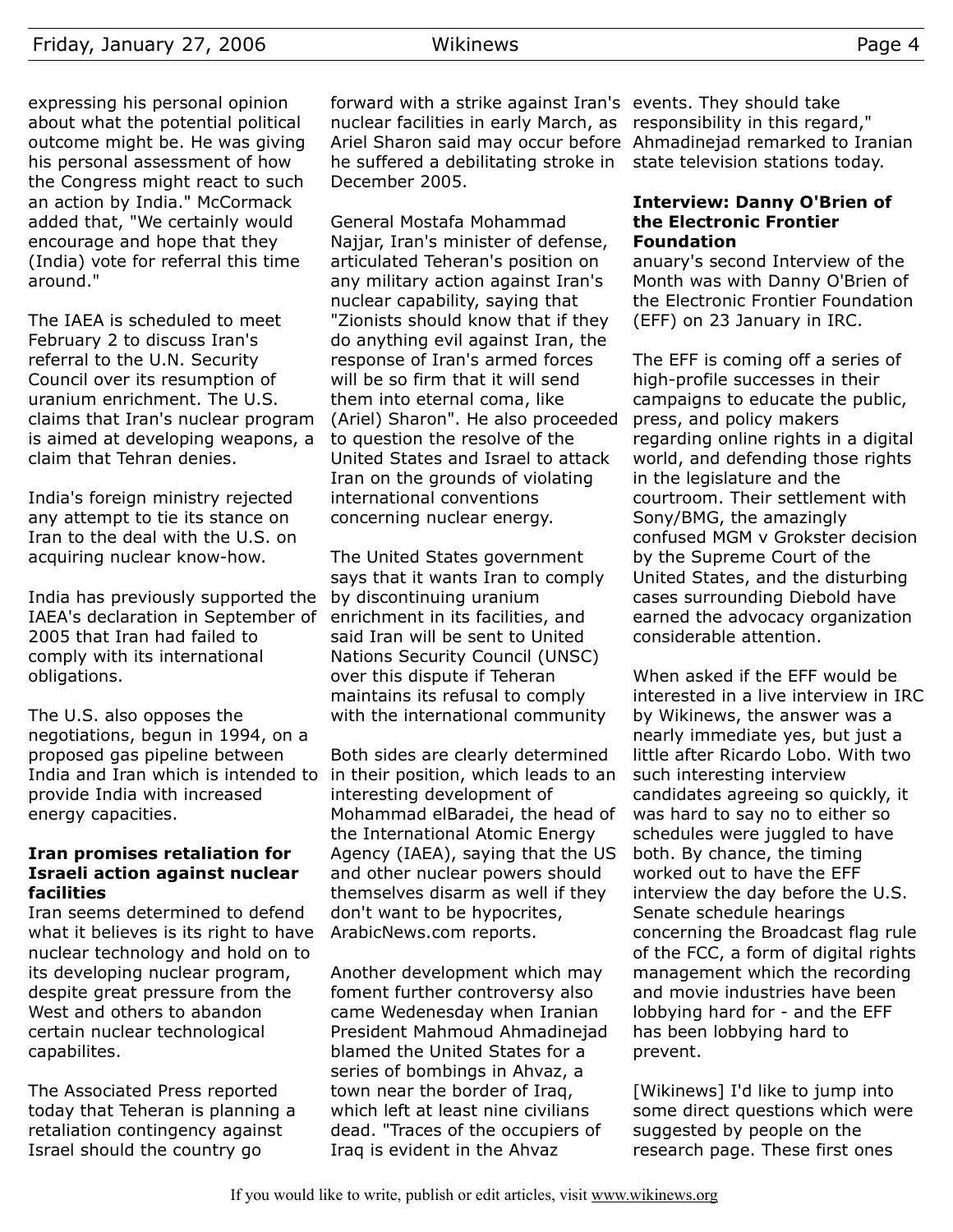expressing his personal opinion about what the potential political outcome might be. He was giving his personal assessment of how the Congress might react to such an action by India." McCormack added that, "We certainly would encourage and hope that they (India) vote for referral this time around."

The IAEA is scheduled to meet February 2 to discuss Iran's referral to the U.N. Security Council over its resumption of uranium enrichment. The U.S. claims that Iran's nuclear program is aimed at developing weapons, a claim that Tehran denies.

India's foreign ministry rejected any attempt to tie its stance on Iran to the deal with the U.S. on acquiring nuclear know-how.

India has previously supported the IAEA's declaration in September of 2005 that Iran had failed to comply with its international obligations.

The U.S. also opposes the negotiations, begun in 1994, on a proposed gas pipeline between India and Iran which is intended to provide India with increased energy capacities.

### Iran promises retaliation for Israeli action against nuclear facilities

Iran seems determined to defend what it believes is its right to have nuclear technology and hold on to its developing nuclear program, despite great pressure from the West and others to abandon certain nuclear technological capabilites.

The Associated Press reported today that Teheran is planning a retaliation contingency against Israel should the country go forward with a strike against Iran's nuclear facilities in early March, as Ariel Sharon said may occur before he suffered a debilitating stroke in December 2005.

General Mostafa Mohammad Najjar, Iran's minister of defense, articulated Teheran's position on any military action against Iran's nuclear capability, saying that "Zionists should know that if they do anything evil against Iran, the response of Iran's armed forces will be so firm that it will send them into eternal coma, like (Ariel) Sharon". He also proceeded to question the resolve of the United States and Israel to attack Iran on the grounds of violating international conventions concerning nuclear energy.

The United States government says that it wants Iran to comply by discontinuing uranium enrichment in its facilities, and said Iran will be sent to United Nations Security Council (UNSC) over this dispute if Teheran maintains its refusal to comply with the international community

Both sides are clearly determined in their position, which leads to an interesting development of Mohammad elBaradei, the head of the International Atomic Energy Agency (IAEA), saying that the US and other nuclear powers should themselves disarm as well if they don't want to be hypocrites, ArabicNews.com reports.

Another development which may foment further controversy also came Wedenesday when Iranian President Mahmoud Ahmadinejad blamed the United States for a series of bombings in Ahvaz, a town near the border of Iraq, which left at least nine civilians dead. "Traces of the occupiers of Iraq is evident in the Ahvaz events. They should take responsibility in this regard," Ahmadinejad remarked to Iranian state television stations today.

### Interview: Danny O'Brien of the Electronic Frontier Foundation

anuary's second Interview of the Month was with Danny O'Brien of the Electronic Frontier Foundation (EFF) on 23 January in IRC.

The EFF is coming off a series of high-profile successes in their campaigns to educate the public, press, and policy makers regarding online rights in a digital world, and defending those rights in the legislature and the courtroom. Their settlement with Sony/BMG, the amazingly confused MGM v Grokster decision by the Supreme Court of the United States, and the disturbing cases surrounding Diebold have earned the advocacy organization considerable attention.

When asked if the EFF would be interested in a live interview in IRC by Wikinews, the answer was a nearly immediate yes, but just a little after Ricardo Lobo. With two such interesting interview candidates agreeing so quickly, it was hard to say no to either so schedules were juggled to have both. By chance, the timing worked out to have the EFF interview the day before the U.S. Senate schedule hearings concerning the Broadcast flag rule of the FCC, a form of digital rights management which the recording and movie industries have been lobbying hard for - and the EFF has been lobbying hard to prevent.

[Wikinews] I'd like to jump into some direct questions which were suggested by people on the research page. These first ones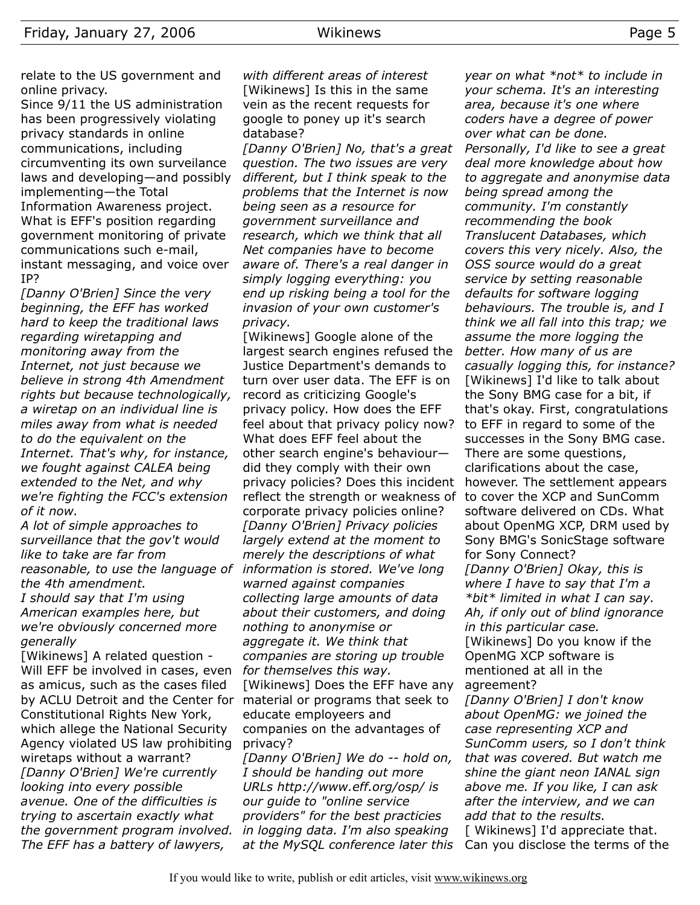relate to the US government and online privacy.

Since 9/11 the US administration has been progressively violating privacy standards in online communications, including circumventing its own surveilance laws and developing—and possibly implementing—the Total Information Awareness project. What is EFF's position regarding government monitoring of private communications such e-mail, instant messaging, and voice over IP?

*[Danny O'Brien] Since the very beginning, the EFF has worked hard to keep the traditional laws regarding wiretapping and monitoring away from the Internet, not just because we believe in strong 4th Amendment rights but because technologically, a wiretap on an individual line is miles away from what is needed to do the equivalent on the Internet. That's why, for instance, we fought against CALEA being extended to the Net, and why we're fighting the FCC's extension of it now.*

*A lot of simple approaches to surveillance that the gov't would like to take are far from reasonable, to use the language of the 4th amendment.*

*I should say that I'm using American examples here, but we're obviously concerned more generally*

[Wikinews] A related question - Will EFF be involved in cases, even as amicus, such as the cases filed by ACLU Detroit and the Center for Constitutional Rights New York, which allege the National Security Agency violated US law prohibiting wiretaps without a warrant?

*[Danny O'Brien] We're currently looking into every possible avenue. One of the difficulties is trying to ascertain exactly what the government program involved. The EFF has a battery of lawyers, with different areas of interest*

[Wikinews] Is this in the same vein as the recent requests for google to poney up it's search database?

*[Danny O'Brien] No, that's a great question. The two issues are very different, but I think speak to the problems that the Internet is now being seen as a resource for government surveillance and research, which we think that all Net companies have to become aware of. There's a real danger in simply logging everything: you end up risking being a tool for the invasion of your own customer's privacy.*

[Wikinews] Google alone of the largest search engines refused the Justice Department's demands to turn over user data. The EFF is on record as criticizing Google's privacy policy. How does the EFF feel about that privacy policy now? What does EFF feel about the other search engine's behaviour—did they comply with their own privacy policies? Does this incident reflect the strength or weakness of corporate privacy policies online?

*[Danny O'Brien] Privacy policies largely extend at the moment to merely the descriptions of what information is stored. We've long warned against companies collecting large amounts of data about their customers, and doing nothing to anonymise or aggregate it. We think that companies are storing up trouble for themselves this way.*

[Wikinews] Does the EFF have any material or programs that seek to educate employeers and companies on the advantages of privacy?

*[Danny O'Brien] We do -- hold on, I should be handing out more URLs http://www.eff.org/osp/ is our guide to "online service providers" for the best practicies in logging data. I'm also speaking at the MySQL conference later this year on what *not* to include in your schema. It's an interesting area, because it's one where coders have a degree of power over what can be done.*

*Personally, I'd like to see a great deal more knowledge about how to aggregate and anonymise data being spread among the community. I'm constantly recommending the book Translucent Databases, which covers this very nicely. Also, the OSS source would do a great service by setting reasonable defaults for software logging behaviours. The trouble is, and I think we all fall into this trap; we assume the more logging the better. How many of us are casually logging this, for instance?*

[Wikinews] I'd like to talk about the Sony BMG case for a bit, if that's okay. First, congratulations to EFF in regard to some of the successes in the Sony BMG case. There are some questions, clarifications about the case, however. The settlement appears to cover the XCP and SunComm software delivered on CDs. What about OpenMG XCP, DRM used by Sony BMG's SonicStage software for Sony Connect?

*[Danny O'Brien] Okay, this is where I have to say that I'm a *bit* limited in what I can say. Ah, if only out of blind ignorance in this particular case.*

[Wikinews] Do you know if the OpenMG XCP software is mentioned at all in the agreement?

*[Danny O'Brien] I don't know about OpenMG: we joined the case representing XCP and SunComm users, so I don't think that was covered. But watch me shine the giant neon IANAL sign above me. If you like, I can ask after the interview, and we can add that to the results.*

[ Wikinews] I'd appreciate that. Can you disclose the terms of the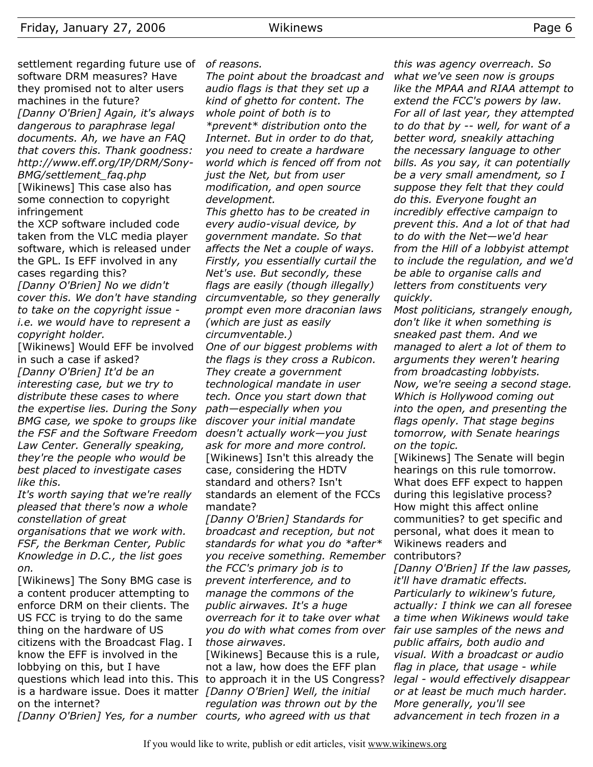settlement regarding future use of software DRM measures? Have they promised not to alter users machines in the future?

*[Danny O'Brien] Again, it's always dangerous to paraphrase legal documents. Ah, we have an FAQ that covers this. Thank goodness: http://www.eff.org/IP/DRM/Sony-BMG/settlement_faq.php*

[Wikinews] This case also has some connection to copyright infringement

the XCP software included code taken from the VLC media player software, which is released under the GPL. Is EFF involved in any cases regarding this?

*[Danny O'Brien] No we didn't cover this. We don't have standing to take on the copyright issue - i.e. we would have to represent a copyright holder.*

[Wikinews] Would EFF be involved in such a case if asked?

*[Danny O'Brien] It'd be an interesting case, but we try to distribute these cases to where the expertise lies. During the Sony BMG case, we spoke to groups like the FSF and the Software Freedom Law Center. Generally speaking, they're the people who would be best placed to investigate cases like this.*

*It's worth saying that we're really pleased that there's now a whole constellation of great organisations that we work with. FSF, the Berkman Center, Public Knowledge in D.C., the list goes on.*

[Wikinews] The Sony BMG case is a content producer attempting to enforce DRM on their clients. The US FCC is trying to do the same thing on the hardware of US citizens with the Broadcast Flag. I know the EFF is involved in the lobbying on this, but I have questions which lead into this. This is a hardware issue. Does it matter on the internet?

*[Danny O'Brien] Yes, for a number of reasons.*

*The point about the broadcast and audio flags is that they set up a kind of ghetto for content. The whole point of both is to *prevent* distribution onto the Internet. But in order to do that, you need to create a hardware world which is fenced off from not just the Net, but from user modification, and open source development.*

*This ghetto has to be created in every audio-visual device, by government mandate. So that affects the Net a couple of ways. Firstly, you essentially curtail the Net's use. But secondly, these flags are easily (though illegally) circumventable, so they generally prompt even more draconian laws (which are just as easily circumventable.)*

*One of our biggest problems with the flags is they cross a Rubicon. They create a government technological mandate in user tech. Once you start down that path—especially when you discover your initial mandate doesn't actually work—you just ask for more and more control.*

[Wikinews] Isn't this already the case, considering the HDTV standard and others? Isn't standards an element of the FCCs mandate?

*[Danny O'Brien] Standards for broadcast and reception, but not standards for what you do *after* you receive something. Remember the FCC's primary job is to prevent interference, and to manage the commons of the public airwaves. It's a huge overreach for it to take over what you do with what comes from over those airwaves.*

[Wikinews] Because this is a rule, not a law, how does the EFF plan to approach it in the US Congress?

*[Danny O'Brien] Well, the initial regulation was thrown out by the courts, who agreed with us that this was agency overreach. So what we've seen now is groups like the MPAA and RIAA attempt to extend the FCC's powers by law. For all of last year, they attempted to do that by -- well, for want of a better word, sneakily attaching the necessary language to other bills. As you say, it can potentially be a very small amendment, so I suppose they felt that they could do this. Everyone fought an incredibly effective campaign to prevent this. And a lot of that had to do with the Net—we'd hear from the Hill of a lobbyist attempt to include the regulation, and we'd be able to organise calls and letters from constituents very quickly.*

*Most politicians, strangely enough, don't like it when something is sneaked past them. And we managed to alert a lot of them to arguments they weren't hearing from broadcasting lobbyists.*

*Now, we're seeing a second stage. Which is Hollywood coming out into the open, and presenting the flags openly. That stage begins tomorrow, with Senate hearings on the topic.*

[Wikinews] The Senate will begin hearings on this rule tomorrow. What does EFF expect to happen during this legislative process? How might this affect online communities? to get specific and personal, what does it mean to Wikinews readers and contributors?

*[Danny O'Brien] If the law passes, it'll have dramatic effects. Particularly to wikinew's future, actually: I think we can all foresee a time when Wikinews would take fair use samples of the news and public affairs, both audio and visual. With a broadcast or audio flag in place, that usage - while legal - would effectively disappear or at least be much much harder. More generally, you'll see advancement in tech frozen in a*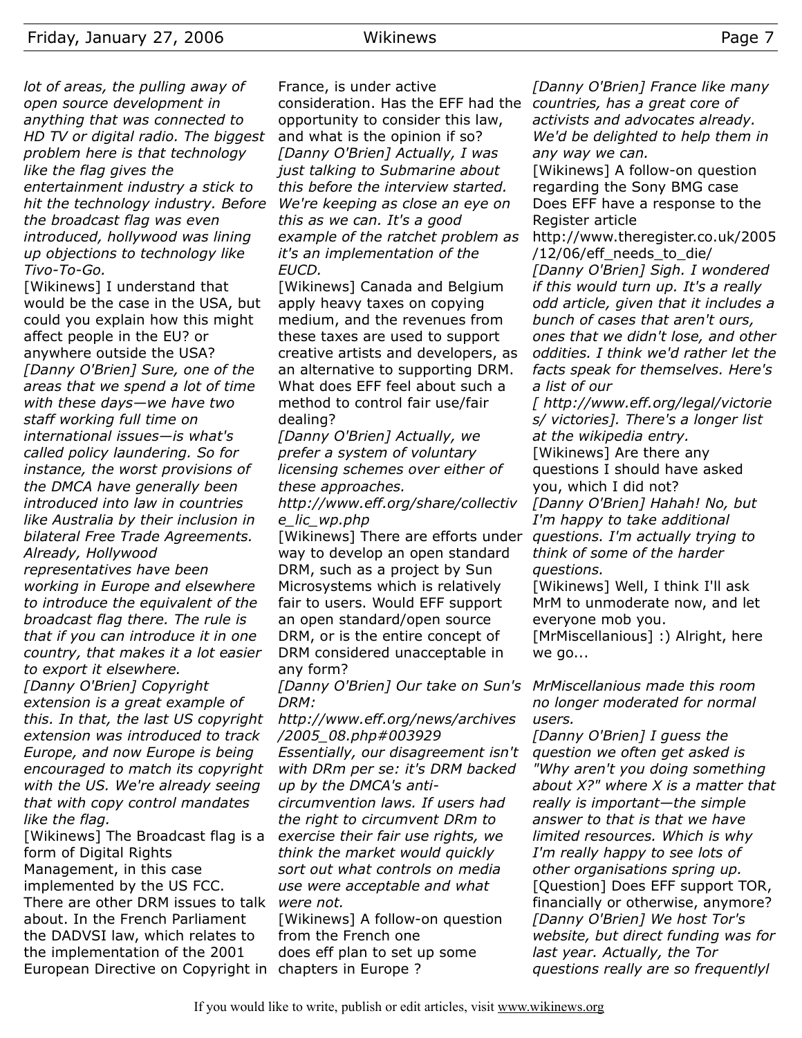*lot of areas, the pulling away of open source development in anything that was connected to HD TV or digital radio. The biggest problem here is that technology like the flag gives the entertainment industry a stick to hit the technology industry. Before the broadcast flag was even introduced, hollywood was lining up objections to technology like Tivo-To-Go.*

[Wikinews] I understand that would be the case in the USA, but could you explain how this might affect people in the EU? or anywhere outside the USA?

*[Danny O'Brien] Sure, one of the areas that we spend a lot of time with these days—we have two staff working full time on international issues—is what's called policy laundering. So for instance, the worst provisions of the DMCA have generally been introduced into law in countries like Australia by their inclusion in bilateral Free Trade Agreements. Already, Hollywood representatives have been working in Europe and elsewhere to introduce the equivalent of the broadcast flag there. The rule is that if you can introduce it in one country, that makes it a lot easier to export it elsewhere.*

*[Danny O'Brien] Copyright extension is a great example of this. In that, the last US copyright extension was introduced to track Europe, and now Europe is being encouraged to match its copyright with the US. We're already seeing that with copy control mandates like the flag.*

[Wikinews] The Broadcast flag is a form of Digital Rights Management, in this case implemented by the US FCC. There are other DRM issues to talk about. In the French Parliament the DADVSI law, which relates to the implementation of the 2001 European Directive on Copyright in France, is under active consideration. Has the EFF had the opportunity to consider this law, and what is the opinion if so?

*[Danny O'Brien] Actually, I was just talking to Submarine about this before the interview started. We're keeping as close an eye on this as we can. It's a good example of the ratchet problem as it's an implementation of the EUCD.*

[Wikinews] Canada and Belgium apply heavy taxes on copying medium, and the revenues from these taxes are used to support creative artists and developers, as an alternative to supporting DRM. What does EFF feel about such a method to control fair use/fair dealing?

*[Danny O'Brien] Actually, we prefer a system of voluntary licensing schemes over either of these approaches. http://www.eff.org/share/collective_lic_wp.php*

[Wikinews] There are efforts under way to develop an open standard DRM, such as a project by Sun Microsystems which is relatively fair to users. Would EFF support an open standard/open source DRM, or is the entire concept of DRM considered unacceptable in any form?

*[Danny O'Brien] Our take on Sun's DRM: http://www.eff.org/news/archives/2005_08.php#003929 Essentially, our disagreement isn't with DRm per se: it's DRM backed up by the DMCA's anti-circumvention laws. If users had the right to circumvent DRm to exercise their fair use rights, we think the market would quickly sort out what controls on media use were acceptable and what were not.*

[Wikinews] A follow-on question from the French one does eff plan to set up some chapters in Europe ?

*[Danny O'Brien] France like many countries, has a great core of activists and advocates already. We'd be delighted to help them in any way we can.*

[Wikinews] A follow-on question regarding the Sony BMG case Does EFF have a response to the Register article http://www.theregister.co.uk/2005/12/06/eff_needs_to_die/

*[Danny O'Brien] Sigh. I wondered if this would turn up. It's a really odd article, given that it includes a bunch of cases that aren't ours, ones that we didn't lose, and other oddities. I think we'd rather let the facts speak for themselves. Here's a list of our [ http://www.eff.org/legal/victories/ victories]. There's a longer list at the wikipedia entry.*

[Wikinews] Are there any questions I should have asked you, which I did not?

*[Danny O'Brien] Hahah! No, but I'm happy to take additional questions. I'm actually trying to think of some of the harder questions.*

[Wikinews] Well, I think I'll ask MrM to unmoderate now, and let everyone mob you.

[MrMiscellanious] :) Alright, here we go...

*MrMiscellanious made this room no longer moderated for normal users.*

*[Danny O'Brien] I guess the question we often get asked is "Why aren't you doing something about X?" where X is a matter that really is important—the simple answer to that is that we have limited resources. Which is why I'm really happy to see lots of other organisations spring up.*

[Question] Does EFF support TOR, financially or otherwise, anymore?

*[Danny O'Brien] We host Tor's website, but direct funding was for last year. Actually, the Tor questions really are so frequentlyl*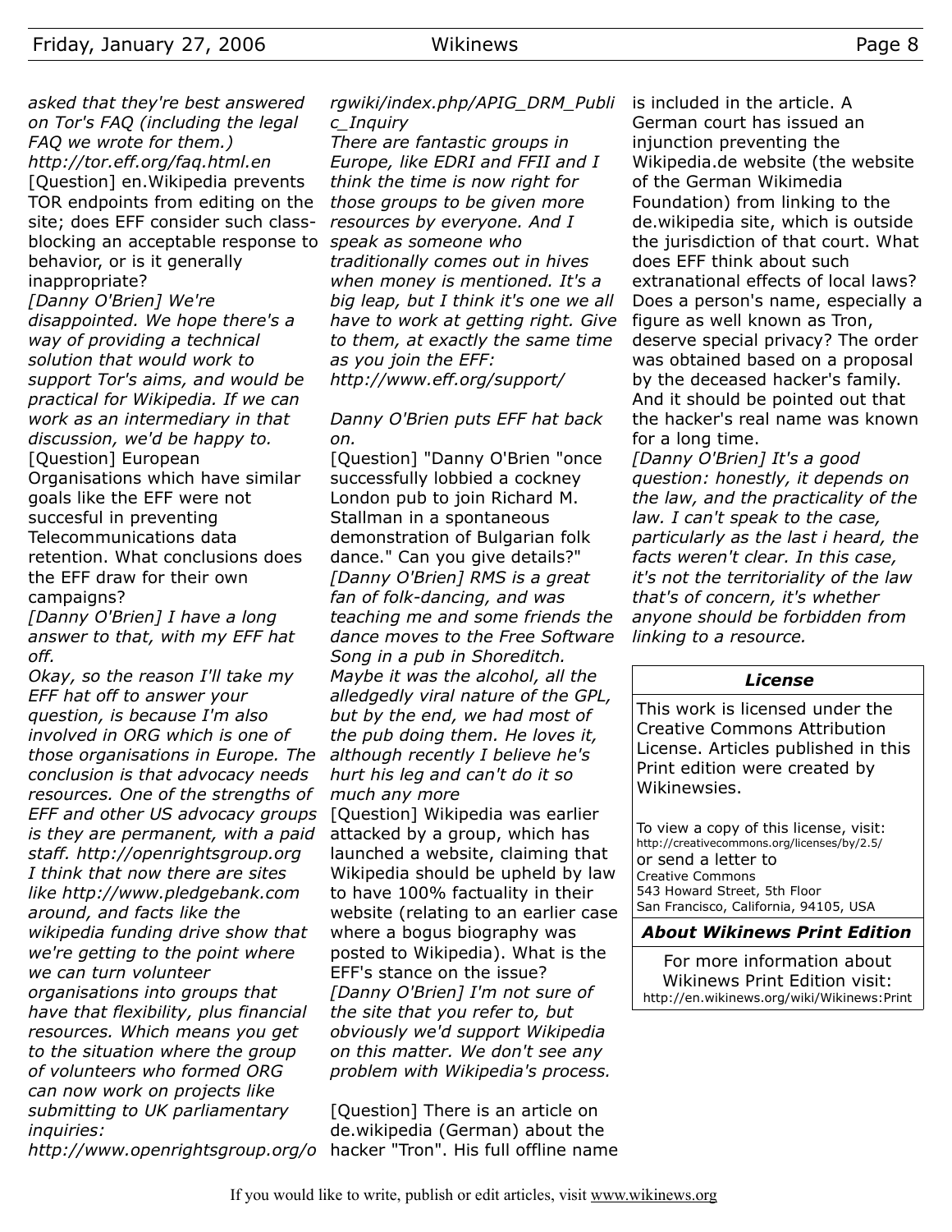*asked that they're best answered on Tor's FAQ (including the legal FAQ we wrote for them.) http://tor.eff.org/faq.html.en*

[Question] en.Wikipedia prevents TOR endpoints from editing on the site; does EFF consider such class-blocking an acceptable response to behavior, or is it generally inappropriate?

*[Danny O'Brien] We're disappointed. We hope there's a way of providing a technical solution that would work to support Tor's aims, and would be practical for Wikipedia. If we can work as an intermediary in that discussion, we'd be happy to.*

[Question] European Organisations which have similar goals like the EFF were not succesful in preventing Telecommunications data retention. What conclusions does the EFF draw for their own campaigns?

*[Danny O'Brien] I have a long answer to that, with my EFF hat off.*

*Okay, so the reason I'll take my EFF hat off to answer your question, is because I'm also involved in ORG which is one of those organisations in Europe. The conclusion is that advocacy needs resources. One of the strengths of EFF and other US advocacy groups is they are permanent, with a paid staff. http://openrightsgroup.org I think that now there are sites like http://www.pledgebank.com around, and facts like the wikipedia funding drive show that we're getting to the point where we can turn volunteer organisations into groups that have that flexibility, plus financial resources. Which means you get to the situation where the group of volunteers who formed ORG can now work on projects like submitting to UK parliamentary inquiries: http://www.openrightsgroup.org/orgwiki/index.php/APIG_DRM_Public_Inquiry*

*There are fantastic groups in Europe, like EDRI and FFII and I think the time is now right for those groups to be given more resources by everyone. And I speak as someone who traditionally comes out in hives when money is mentioned. It's a big leap, but I think it's one we all have to work at getting right. Give to them, at exactly the same time as you join the EFF: http://www.eff.org/support/*

*Danny O'Brien puts EFF hat back on.*

[Question] "Danny O'Brien "once successfully lobbied a cockney London pub to join Richard M. Stallman in a spontaneous demonstration of Bulgarian folk dance." Can you give details?"

*[Danny O'Brien] RMS is a great fan of folk-dancing, and was teaching me and some friends the dance moves to the Free Software Song in a pub in Shoreditch. Maybe it was the alcohol, all the alledgedly viral nature of the GPL, but by the end, we had most of the pub doing them. He loves it, although recently I believe he's hurt his leg and can't do it so much any more*

[Question] Wikipedia was earlier attacked by a group, which has launched a website, claiming that Wikipedia should be upheld by law to have 100% factuality in their website (relating to an earlier case where a bogus biography was posted to Wikipedia). What is the EFF's stance on the issue?

*[Danny O'Brien] I'm not sure of the site that you refer to, but obviously we'd support Wikipedia on this matter. We don't see any problem with Wikipedia's process.*

[Question] There is an article on de.wikipedia (German) about the hacker "Tron". His full offline name is included in the article. A German court has issued an injunction preventing the Wikipedia.de website (the website of the German Wikimedia Foundation) from linking to the de.wikipedia site, which is outside the jurisdiction of that court. What does EFF think about such extranational effects of local laws? Does a person's name, especially a figure as well known as Tron, deserve special privacy? The order was obtained based on a proposal by the deceased hacker's family. And it should be pointed out that the hacker's real name was known for a long time.

*[Danny O'Brien] It's a good question: honestly, it depends on the law, and the practicality of the law. I can't speak to the case, particularly as the last i heard, the facts weren't clear. In this case, it's not the territoriality of the law that's of concern, it's whether anyone should be forbidden from linking to a resource.*

### *License*

This work is licensed under the Creative Commons Attribution License. Articles published in this Print edition were created by Wikinewsies.

To view a copy of this license, visit: http://creativecommons.org/licenses/by/2.5/
or send a letter to
Creative Commons
543 Howard Street, 5th Floor
San Francisco, California, 94105, USA

### *About Wikinews Print Edition*

For more information about Wikinews Print Edition visit: http://en.wikinews.org/wiki/Wikinews:Print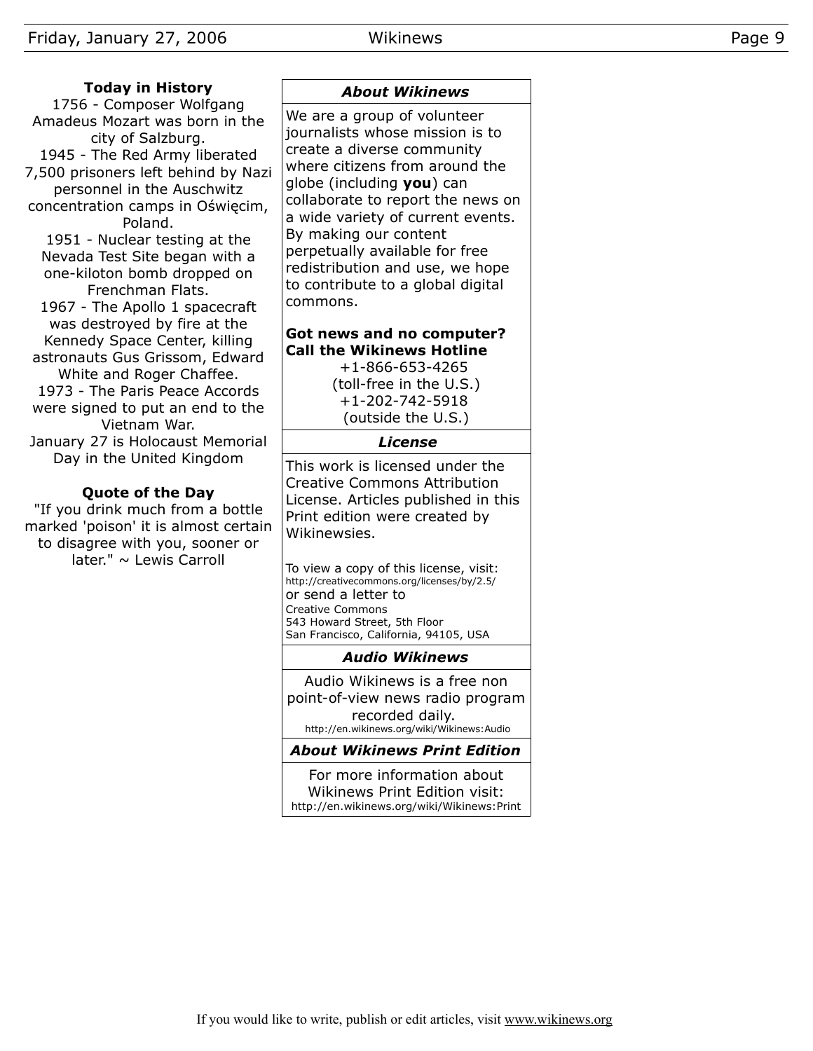### Today in History

1756 - Composer Wolfgang Amadeus Mozart was born in the city of Salzburg.
1945 - The Red Army liberated 7,500 prisoners left behind by Nazi personnel in the Auschwitz concentration camps in Oświęcim, Poland.
1951 - Nuclear testing at the Nevada Test Site began with a one-kiloton bomb dropped on Frenchman Flats.
1967 - The Apollo 1 spacecraft was destroyed by fire at the Kennedy Space Center, killing astronauts Gus Grissom, Edward White and Roger Chaffee.
1973 - The Paris Peace Accords were signed to put an end to the Vietnam War.
January 27 is Holocaust Memorial Day in the United Kingdom

### Quote of the Day

"If you drink much from a bottle marked 'poison' it is almost certain to disagree with you, sooner or later." ~ Lewis Carroll

### *About Wikinews*

We are a group of volunteer journalists whose mission is to create a diverse community where citizens from around the globe (including **you**) can collaborate to report the news on a wide variety of current events. By making our content perpetually available for free redistribution and use, we hope to contribute to a global digital commons.

**Got news and no computer? Call the Wikinews Hotline**

+1-866-653-4265
(toll-free in the U.S.)
+1-202-742-5918
(outside the U.S.)

### *License*

This work is licensed under the Creative Commons Attribution License. Articles published in this Print edition were created by Wikinewsies.

To view a copy of this license, visit:
http://creativecommons.org/licenses/by/2.5/
or send a letter to
Creative Commons
543 Howard Street, 5th Floor
San Francisco, California, 94105, USA

### *Audio Wikinews*

Audio Wikinews is a free non point-of-view news radio program recorded daily.
http://en.wikinews.org/wiki/Wikinews:Audio

### *About Wikinews Print Edition*

For more information about Wikinews Print Edition visit:
http://en.wikinews.org/wiki/Wikinews:Print

If you would like to write, publish or edit articles, visit www.wikinews.org